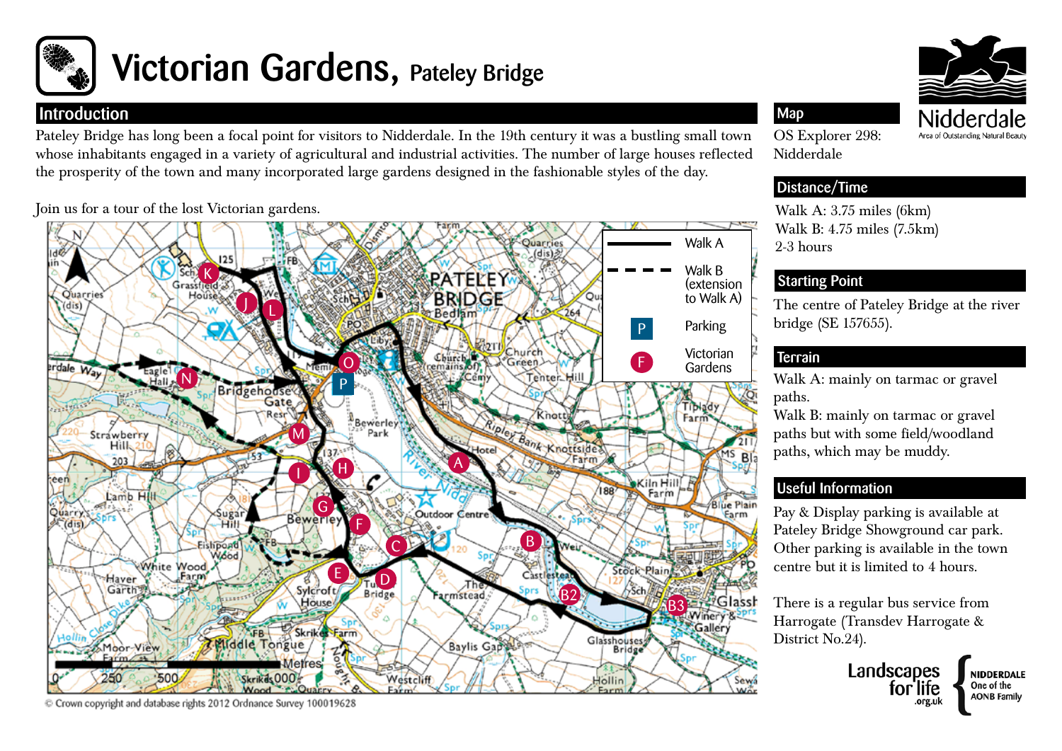# Victorian Gardens, Pateley Bridge

## Introduction

Pateley Bridge has long been a focal point for visitors to Nidderdale. In the 19th century it was a bustling small town whose inhabitants engaged in a variety of agricultural and industrial activities. The number of large houses reflected the prosperity of the town and many incorporated large gardens designed in the fashionable styles of the day.

Join us for a tour of the lost Victorian gardens.

| Symbol | Meaning |
|---|---|
| Solid line | Walk A |
| Dashed line | Walk B (extension to Walk A) |
| P | Parking |
| F | Victorian Gardens |

© Crown copyright and database rights 2012 Ordnance Survey 100019628

## Map

OS Explorer 298: Nidderdale

## Distance/Time

Walk A: 3.75 miles (6km)
Walk B: 4.75 miles (7.5km)
2-3 hours

## Starting Point

The centre of Pateley Bridge at the river bridge (SE 157655).

## Terrain

Walk A: mainly on tarmac or gravel paths.
Walk B: mainly on tarmac or gravel paths but with some field/woodland paths, which may be muddy.

## Useful Information

Pay & Display parking is available at Pateley Bridge Showground car park. Other parking is available in the town centre but it is limited to 4 hours.

There is a regular bus service from Harrogate (Transdev Harrogate & District No.24).

Nidderdale Area of Outstanding Natural Beauty

Landscapes for life .org.uk — NIDDERDALE One of the AONB Family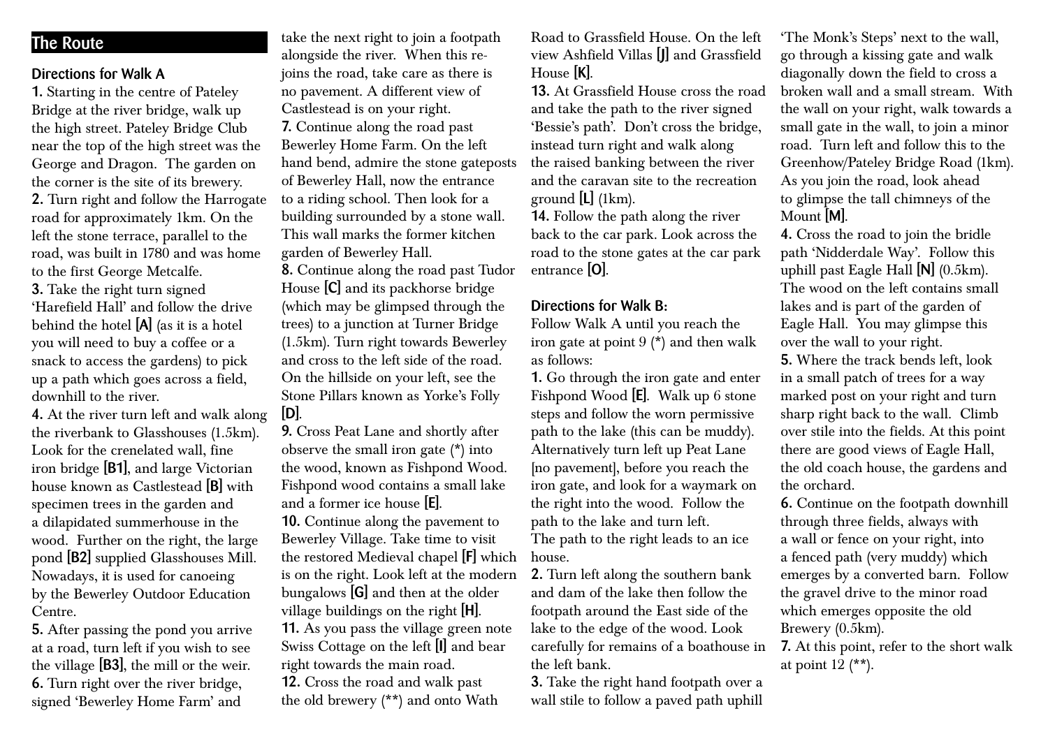## The Route

### Directions for Walk A

**1.** Starting in the centre of Pateley Bridge at the river bridge, walk up the high street. Pateley Bridge Club near the top of the high street was the George and Dragon. The garden on the corner is the site of its brewery.

**2.** Turn right and follow the Harrogate road for approximately 1km. On the left the stone terrace, parallel to the road, was built in 1780 and was home to the first George Metcalfe.

**3.** Take the right turn signed 'Harefield Hall' and follow the drive behind the hotel **[A]** (as it is a hotel you will need to buy a coffee or a snack to access the gardens) to pick up a path which goes across a field, downhill to the river.

**4.** At the river turn left and walk along the riverbank to Glasshouses (1.5km). Look for the crenelated wall, fine iron bridge **[B1]**, and large Victorian house known as Castlestead **[B]** with specimen trees in the garden and a dilapidated summerhouse in the wood. Further on the right, the large pond **[B2]** supplied Glasshouses Mill. Nowadays, it is used for canoeing by the Bewerley Outdoor Education Centre.

**5.** After passing the pond you arrive at a road, turn left if you wish to see the village **[B3]**, the mill or the weir.

**6.** Turn right over the river bridge, signed 'Bewerley Home Farm' and take the next right to join a footpath alongside the river. When this re-joins the road, take care as there is no pavement. A different view of Castlestead is on your right.

**7.** Continue along the road past Bewerley Home Farm. On the left hand bend, admire the stone gateposts of Bewerley Hall, now the entrance to a riding school. Then look for a building surrounded by a stone wall. This wall marks the former kitchen garden of Bewerley Hall.

**8.** Continue along the road past Tudor House **[C]** and its packhorse bridge (which may be glimpsed through the trees) to a junction at Turner Bridge (1.5km). Turn right towards Bewerley and cross to the left side of the road. On the hillside on your left, see the Stone Pillars known as Yorke's Folly **[D]**.

**9.** Cross Peat Lane and shortly after observe the small iron gate (*) into the wood, known as Fishpond Wood. Fishpond wood contains a small lake and a former ice house **[E]**.

**10.** Continue along the pavement to Bewerley Village. Take time to visit the restored Medieval chapel **[F]** which is on the right. Look left at the modern bungalows **[G]** and then at the older village buildings on the right **[H]**.

**11.** As you pass the village green note Swiss Cottage on the left **[I]** and bear right towards the main road.

**12.** Cross the road and walk past the old brewery (**) and onto Wath Road to Grassfield House. On the left view Ashfield Villas **[J]** and Grassfield House **[K]**.

**13.** At Grassfield House cross the road and take the path to the river signed 'Bessie's path'. Don't cross the bridge, instead turn right and walk along the raised banking between the river and the caravan site to the recreation ground **[L]** (1km).

**14.** Follow the path along the river back to the car park. Look across the road to the stone gates at the car park entrance **[O]**.

### Directions for Walk B:

Follow Walk A until you reach the iron gate at point 9 (*) and then walk as follows:

**1.** Go through the iron gate and enter Fishpond Wood **[E]**. Walk up 6 stone steps and follow the worn permissive path to the lake (this can be muddy). Alternatively turn left up Peat Lane [no pavement], before you reach the iron gate, and look for a waymark on the right into the wood. Follow the path to the lake and turn left. The path to the right leads to an ice house.

**2.** Turn left along the southern bank and dam of the lake then follow the footpath around the East side of the lake to the edge of the wood. Look carefully for remains of a boathouse in the left bank.

**3.** Take the right hand footpath over a wall stile to follow a paved path uphill 'The Monk's Steps' next to the wall, go through a kissing gate and walk diagonally down the field to cross a broken wall and a small stream. With the wall on your right, walk towards a small gate in the wall, to join a minor road. Turn left and follow this to the Greenhow/Pateley Bridge Road (1km). As you join the road, look ahead to glimpse the tall chimneys of the Mount **[M]**.

**4.** Cross the road to join the bridle path 'Nidderdale Way'. Follow this uphill past Eagle Hall **[N]** (0.5km). The wood on the left contains small lakes and is part of the garden of Eagle Hall. You may glimpse this over the wall to your right.

**5.** Where the track bends left, look in a small patch of trees for a way marked post on your right and turn sharp right back to the wall. Climb over stile into the fields. At this point there are good views of Eagle Hall, the old coach house, the gardens and the orchard.

**6.** Continue on the footpath downhill through three fields, always with a wall or fence on your right, into a fenced path (very muddy) which emerges by a converted barn. Follow the gravel drive to the minor road which emerges opposite the old Brewery (0.5km).

**7.** At this point, refer to the short walk at point 12 (**).